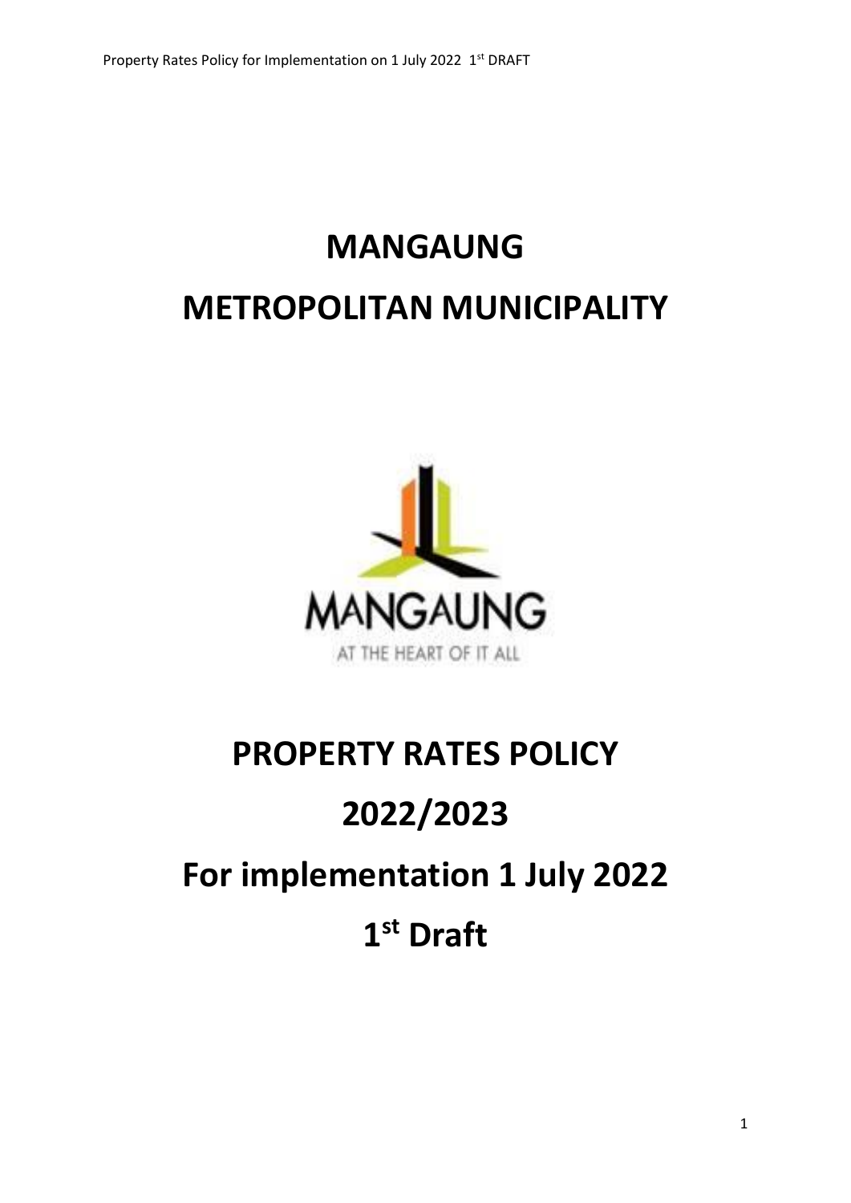# MANGAUNG METROPOLITAN MUNICIPALITY

# PROPERTY RATES POLICY

# 2022/2023

# For implementation 1 July 2022

# 1st Draft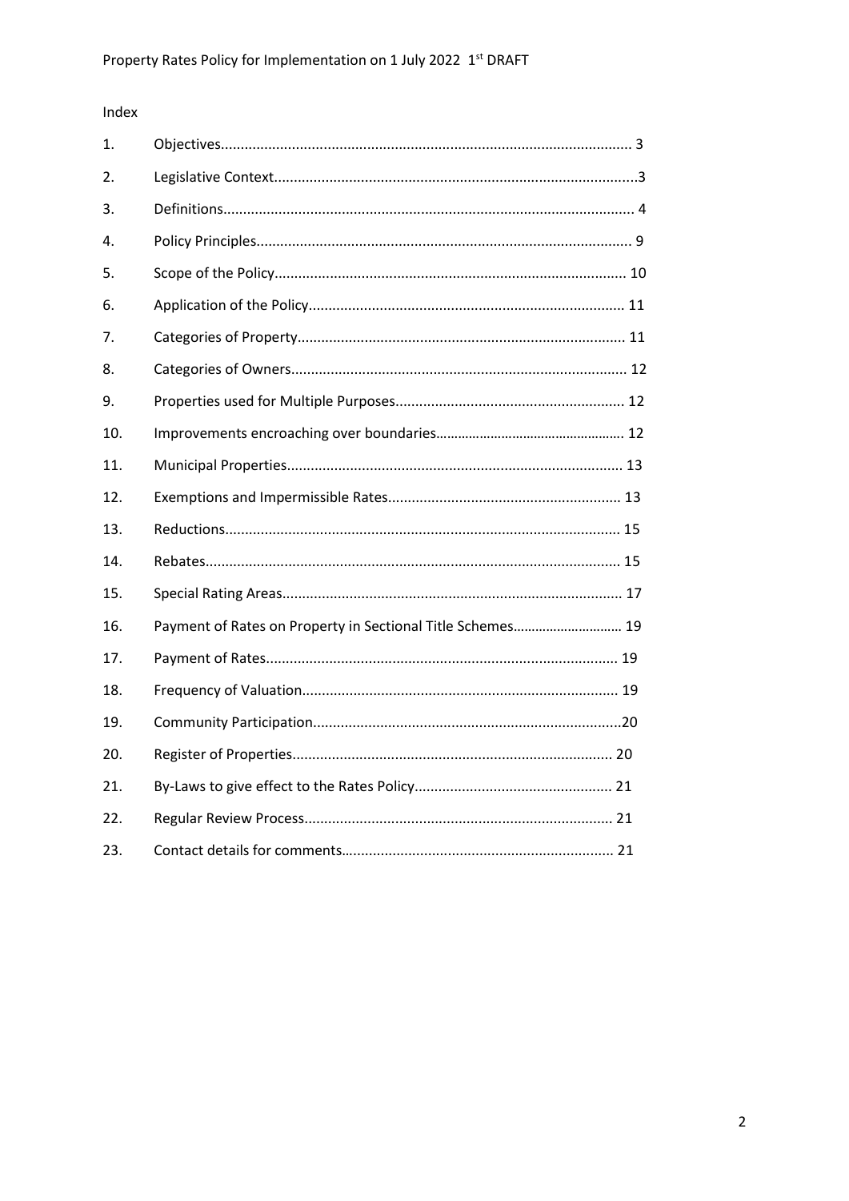Index

| | | |
|---|---|---|
| 1. | Objectives | 3 |
| 2. | Legislative Context | 3 |
| 3. | Definitions | 4 |
| 4. | Policy Principles | 9 |
| 5. | Scope of the Policy | 10 |
| 6. | Application of the Policy | 11 |
| 7. | Categories of Property | 11 |
| 8. | Categories of Owners | 12 |
| 9. | Properties used for Multiple Purposes | 12 |
| 10. | Improvements encroaching over boundaries | 12 |
| 11. | Municipal Properties | 13 |
| 12. | Exemptions and Impermissible Rates | 13 |
| 13. | Reductions | 15 |
| 14. | Rebates | 15 |
| 15. | Special Rating Areas | 17 |
| 16. | Payment of Rates on Property in Sectional Title Schemes | 19 |
| 17. | Payment of Rates | 19 |
| 18. | Frequency of Valuation | 19 |
| 19. | Community Participation | 20 |
| 20. | Register of Properties | 20 |
| 21. | By-Laws to give effect to the Rates Policy | 21 |
| 22. | Regular Review Process | 21 |
| 23. | Contact details for comments | 21 |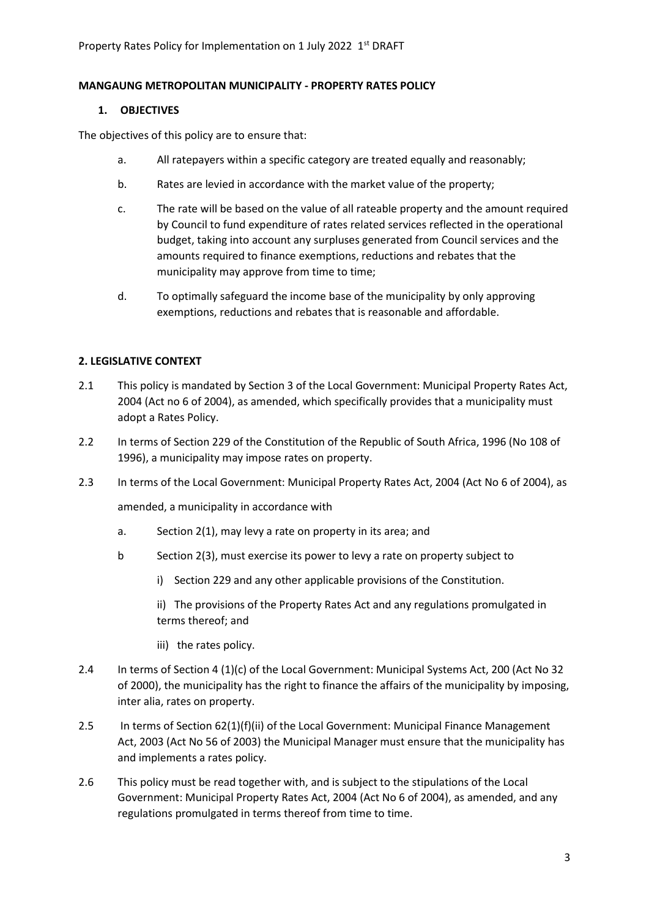**MANGAUNG METROPOLITAN MUNICIPALITY - PROPERTY RATES POLICY**

## 1. OBJECTIVES

The objectives of this policy are to ensure that:

a. All ratepayers within a specific category are treated equally and reasonably;

b. Rates are levied in accordance with the market value of the property;

c. The rate will be based on the value of all rateable property and the amount required by Council to fund expenditure of rates related services reflected in the operational budget, taking into account any surpluses generated from Council services and the amounts required to finance exemptions, reductions and rebates that the municipality may approve from time to time;

d. To optimally safeguard the income base of the municipality by only approving exemptions, reductions and rebates that is reasonable and affordable.

## 2. LEGISLATIVE CONTEXT

2.1 This policy is mandated by Section 3 of the Local Government: Municipal Property Rates Act, 2004 (Act no 6 of 2004), as amended, which specifically provides that a municipality must adopt a Rates Policy.

2.2 In terms of Section 229 of the Constitution of the Republic of South Africa, 1996 (No 108 of 1996), a municipality may impose rates on property.

2.3 In terms of the Local Government: Municipal Property Rates Act, 2004 (Act No 6 of 2004), as amended, a municipality in accordance with

a. Section 2(1), may levy a rate on property in its area; and

b Section 2(3), must exercise its power to levy a rate on property subject to

i) Section 229 and any other applicable provisions of the Constitution.

ii) The provisions of the Property Rates Act and any regulations promulgated in terms thereof; and

iii) the rates policy.

2.4 In terms of Section 4 (1)(c) of the Local Government: Municipal Systems Act, 200 (Act No 32 of 2000), the municipality has the right to finance the affairs of the municipality by imposing, inter alia, rates on property.

2.5 In terms of Section 62(1)(f)(ii) of the Local Government: Municipal Finance Management Act, 2003 (Act No 56 of 2003) the Municipal Manager must ensure that the municipality has and implements a rates policy.

2.6 This policy must be read together with, and is subject to the stipulations of the Local Government: Municipal Property Rates Act, 2004 (Act No 6 of 2004), as amended, and any regulations promulgated in terms thereof from time to time.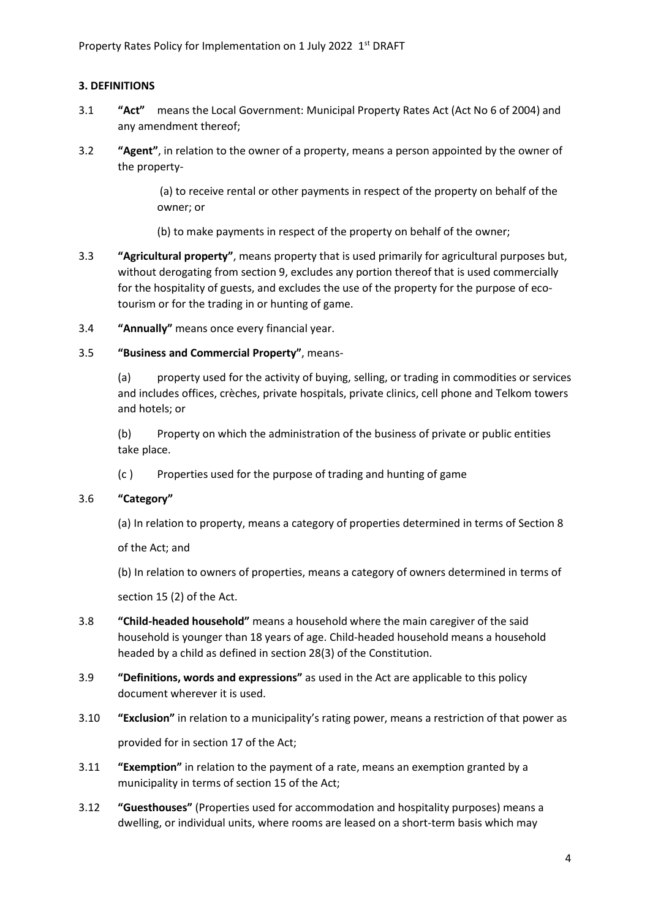### 3. DEFINITIONS

3.1 **"Act"** means the Local Government: Municipal Property Rates Act (Act No 6 of 2004) and any amendment thereof;

3.2 **"Agent"**, in relation to the owner of a property, means a person appointed by the owner of the property-

(a) to receive rental or other payments in respect of the property on behalf of the owner; or

(b) to make payments in respect of the property on behalf of the owner;

3.3 **"Agricultural property"**, means property that is used primarily for agricultural purposes but, without derogating from section 9, excludes any portion thereof that is used commercially for the hospitality of guests, and excludes the use of the property for the purpose of eco-tourism or for the trading in or hunting of game.

3.4 **"Annually"** means once every financial year.

3.5 **"Business and Commercial Property"**, means-

(a) property used for the activity of buying, selling, or trading in commodities or services and includes offices, crèches, private hospitals, private clinics, cell phone and Telkom towers and hotels; or

(b) Property on which the administration of the business of private or public entities take place.

(c ) Properties used for the purpose of trading and hunting of game

3.6 **"Category"**

(a) In relation to property, means a category of properties determined in terms of Section 8 of the Act; and

(b) In relation to owners of properties, means a category of owners determined in terms of section 15 (2) of the Act.

3.8 **"Child-headed household"** means a household where the main caregiver of the said household is younger than 18 years of age. Child-headed household means a household headed by a child as defined in section 28(3) of the Constitution.

3.9 **"Definitions, words and expressions"** as used in the Act are applicable to this policy document wherever it is used.

3.10 **"Exclusion"** in relation to a municipality's rating power, means a restriction of that power as provided for in section 17 of the Act;

3.11 **"Exemption"** in relation to the payment of a rate, means an exemption granted by a municipality in terms of section 15 of the Act;

3.12 **"Guesthouses"** (Properties used for accommodation and hospitality purposes) means a dwelling, or individual units, where rooms are leased on a short-term basis which may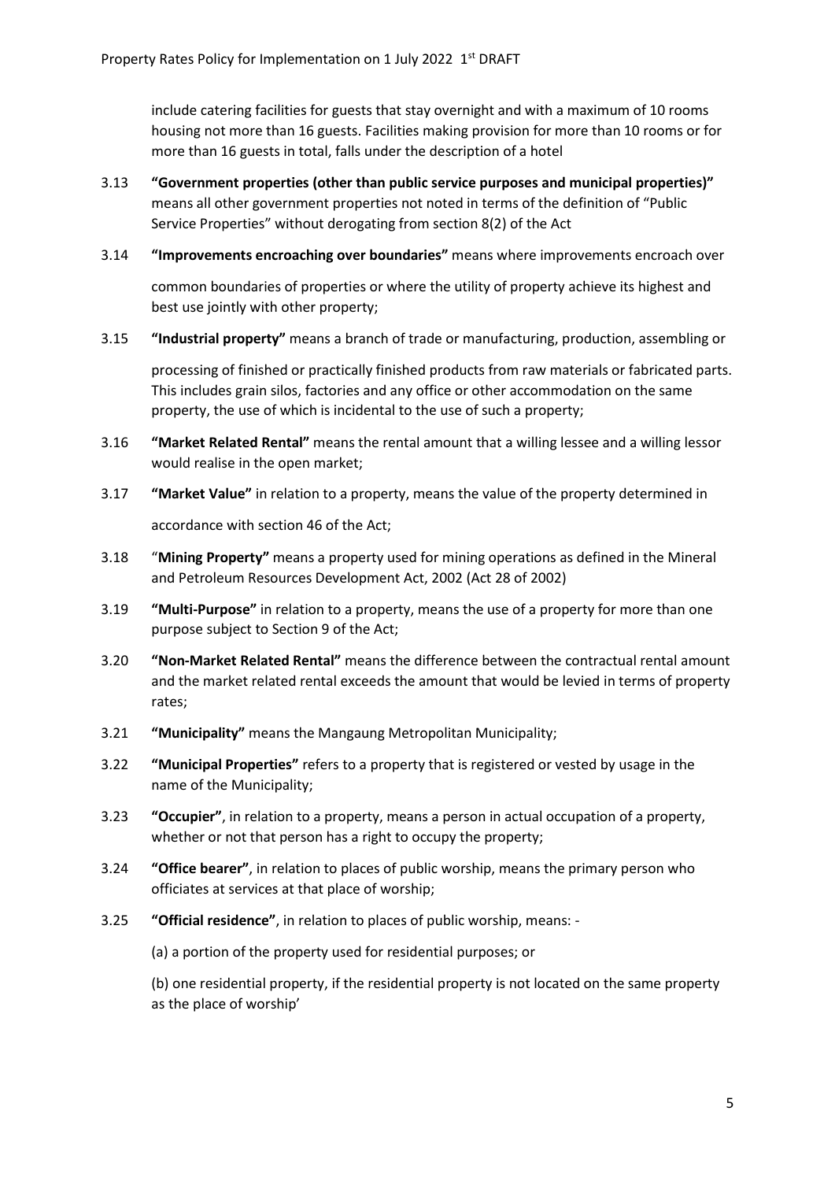include catering facilities for guests that stay overnight and with a maximum of 10 rooms housing not more than 16 guests. Facilities making provision for more than 10 rooms or for more than 16 guests in total, falls under the description of a hotel

3.13 **"Government properties (other than public service purposes and municipal properties)"** means all other government properties not noted in terms of the definition of "Public Service Properties" without derogating from section 8(2) of the Act

3.14 **"Improvements encroaching over boundaries"** means where improvements encroach over common boundaries of properties or where the utility of property achieve its highest and best use jointly with other property;

3.15 **"Industrial property"** means a branch of trade or manufacturing, production, assembling or processing of finished or practically finished products from raw materials or fabricated parts. This includes grain silos, factories and any office or other accommodation on the same property, the use of which is incidental to the use of such a property;

3.16 **"Market Related Rental"** means the rental amount that a willing lessee and a willing lessor would realise in the open market;

3.17 **"Market Value"** in relation to a property, means the value of the property determined in accordance with section 46 of the Act;

3.18 "**Mining Property"** means a property used for mining operations as defined in the Mineral and Petroleum Resources Development Act, 2002 (Act 28 of 2002)

3.19 **"Multi-Purpose"** in relation to a property, means the use of a property for more than one purpose subject to Section 9 of the Act;

3.20 **"Non-Market Related Rental"** means the difference between the contractual rental amount and the market related rental exceeds the amount that would be levied in terms of property rates;

3.21 **"Municipality"** means the Mangaung Metropolitan Municipality;

3.22 **"Municipal Properties"** refers to a property that is registered or vested by usage in the name of the Municipality;

3.23 **"Occupier"**, in relation to a property, means a person in actual occupation of a property, whether or not that person has a right to occupy the property;

3.24 **"Office bearer"**, in relation to places of public worship, means the primary person who officiates at services at that place of worship;

3.25 **"Official residence"**, in relation to places of public worship, means: -

(a) a portion of the property used for residential purposes; or

(b) one residential property, if the residential property is not located on the same property as the place of worship'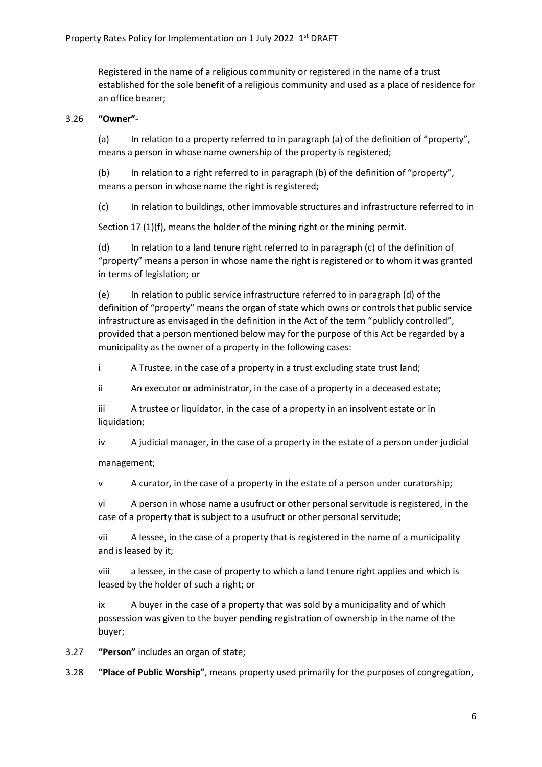Registered in the name of a religious community or registered in the name of a trust established for the sole benefit of a religious community and used as a place of residence for an office bearer;

3.26 **"Owner"**-

(a) In relation to a property referred to in paragraph (a) of the definition of "property", means a person in whose name ownership of the property is registered;

(b) In relation to a right referred to in paragraph (b) of the definition of "property", means a person in whose name the right is registered;

(c) In relation to buildings, other immovable structures and infrastructure referred to in

Section 17 (1)(f), means the holder of the mining right or the mining permit.

(d) In relation to a land tenure right referred to in paragraph (c) of the definition of "property" means a person in whose name the right is registered or to whom it was granted in terms of legislation; or

(e) In relation to public service infrastructure referred to in paragraph (d) of the definition of "property" means the organ of state which owns or controls that public service infrastructure as envisaged in the definition in the Act of the term "publicly controlled", provided that a person mentioned below may for the purpose of this Act be regarded by a municipality as the owner of a property in the following cases:

i A Trustee, in the case of a property in a trust excluding state trust land;

ii An executor or administrator, in the case of a property in a deceased estate;

iii A trustee or liquidator, in the case of a property in an insolvent estate or in liquidation;

iv A judicial manager, in the case of a property in the estate of a person under judicial management;

v A curator, in the case of a property in the estate of a person under curatorship;

vi A person in whose name a usufruct or other personal servitude is registered, in the case of a property that is subject to a usufruct or other personal servitude;

vii A lessee, in the case of a property that is registered in the name of a municipality and is leased by it;

viii a lessee, in the case of property to which a land tenure right applies and which is leased by the holder of such a right; or

ix A buyer in the case of a property that was sold by a municipality and of which possession was given to the buyer pending registration of ownership in the name of the buyer;

3.27 **"Person"** includes an organ of state;

3.28 **"Place of Public Worship"**, means property used primarily for the purposes of congregation,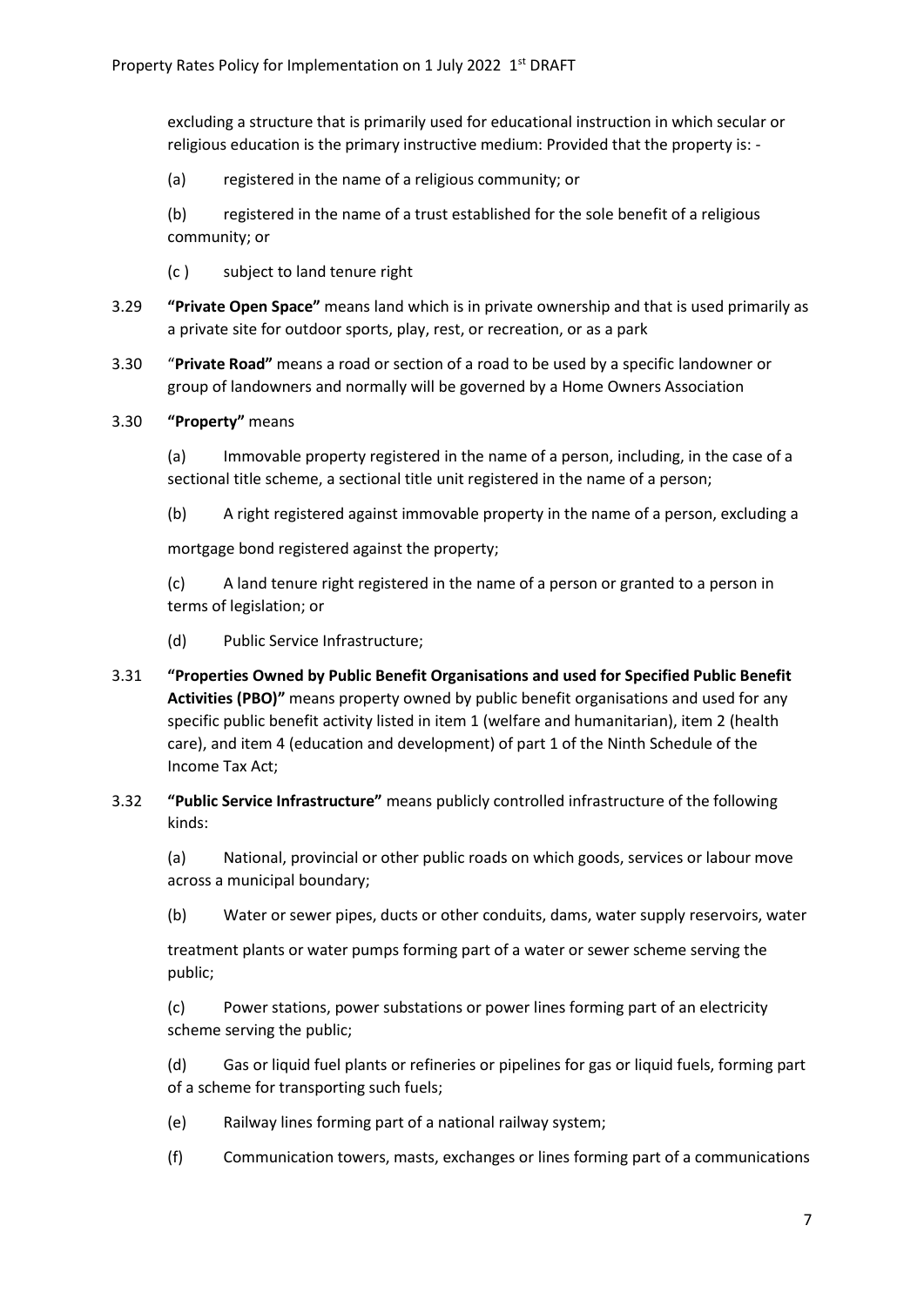excluding a structure that is primarily used for educational instruction in which secular or religious education is the primary instructive medium: Provided that the property is: -

(a) registered in the name of a religious community; or

(b) registered in the name of a trust established for the sole benefit of a religious community; or

(c ) subject to land tenure right

3.29 **"Private Open Space"** means land which is in private ownership and that is used primarily as a private site for outdoor sports, play, rest, or recreation, or as a park

3.30 "**Private Road"** means a road or section of a road to be used by a specific landowner or group of landowners and normally will be governed by a Home Owners Association

3.30 **"Property"** means

(a) Immovable property registered in the name of a person, including, in the case of a sectional title scheme, a sectional title unit registered in the name of a person;

(b) A right registered against immovable property in the name of a person, excluding a mortgage bond registered against the property;

(c) A land tenure right registered in the name of a person or granted to a person in terms of legislation; or

(d) Public Service Infrastructure;

3.31 **"Properties Owned by Public Benefit Organisations and used for Specified Public Benefit Activities (PBO)"** means property owned by public benefit organisations and used for any specific public benefit activity listed in item 1 (welfare and humanitarian), item 2 (health care), and item 4 (education and development) of part 1 of the Ninth Schedule of the Income Tax Act;

3.32 **"Public Service Infrastructure"** means publicly controlled infrastructure of the following kinds:

(a) National, provincial or other public roads on which goods, services or labour move across a municipal boundary;

(b) Water or sewer pipes, ducts or other conduits, dams, water supply reservoirs, water treatment plants or water pumps forming part of a water or sewer scheme serving the public;

(c) Power stations, power substations or power lines forming part of an electricity scheme serving the public;

(d) Gas or liquid fuel plants or refineries or pipelines for gas or liquid fuels, forming part of a scheme for transporting such fuels;

(e) Railway lines forming part of a national railway system;

(f) Communication towers, masts, exchanges or lines forming part of a communications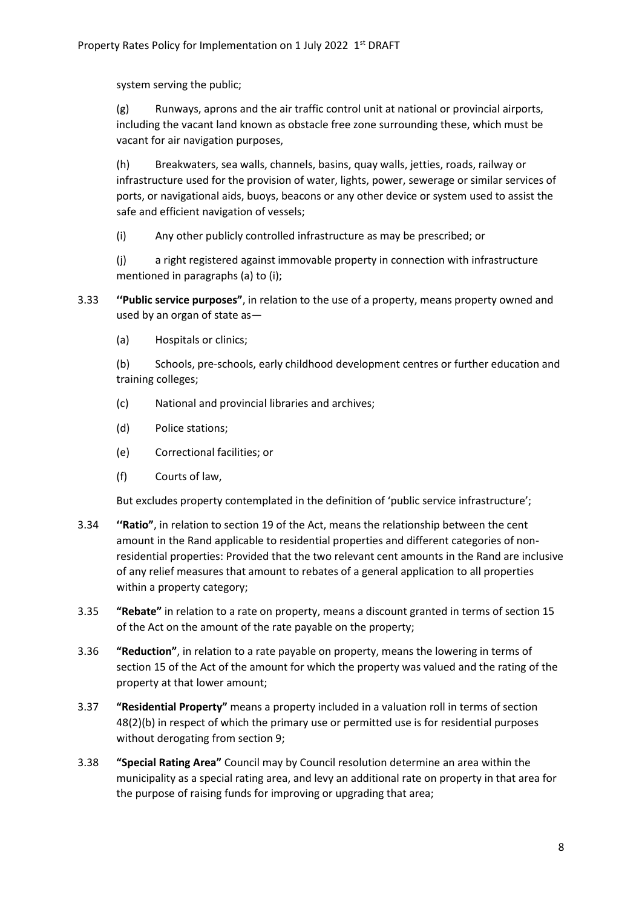system serving the public;

(g) Runways, aprons and the air traffic control unit at national or provincial airports, including the vacant land known as obstacle free zone surrounding these, which must be vacant for air navigation purposes,

(h) Breakwaters, sea walls, channels, basins, quay walls, jetties, roads, railway or infrastructure used for the provision of water, lights, power, sewerage or similar services of ports, or navigational aids, buoys, beacons or any other device or system used to assist the safe and efficient navigation of vessels;

(i) Any other publicly controlled infrastructure as may be prescribed; or

(j) a right registered against immovable property in connection with infrastructure mentioned in paragraphs (a) to (i);

3.33 **''Public service purposes"**, in relation to the use of a property, means property owned and used by an organ of state as—

(a) Hospitals or clinics;

(b) Schools, pre-schools, early childhood development centres or further education and training colleges;

(c) National and provincial libraries and archives;

(d) Police stations;

(e) Correctional facilities; or

(f) Courts of law,

But excludes property contemplated in the definition of 'public service infrastructure';

3.34 **''Ratio"**, in relation to section 19 of the Act, means the relationship between the cent amount in the Rand applicable to residential properties and different categories of non-residential properties: Provided that the two relevant cent amounts in the Rand are inclusive of any relief measures that amount to rebates of a general application to all properties within a property category;

3.35 **"Rebate"** in relation to a rate on property, means a discount granted in terms of section 15 of the Act on the amount of the rate payable on the property;

3.36 **"Reduction"**, in relation to a rate payable on property, means the lowering in terms of section 15 of the Act of the amount for which the property was valued and the rating of the property at that lower amount;

3.37 **"Residential Property"** means a property included in a valuation roll in terms of section 48(2)(b) in respect of which the primary use or permitted use is for residential purposes without derogating from section 9;

3.38 **"Special Rating Area"** Council may by Council resolution determine an area within the municipality as a special rating area, and levy an additional rate on property in that area for the purpose of raising funds for improving or upgrading that area;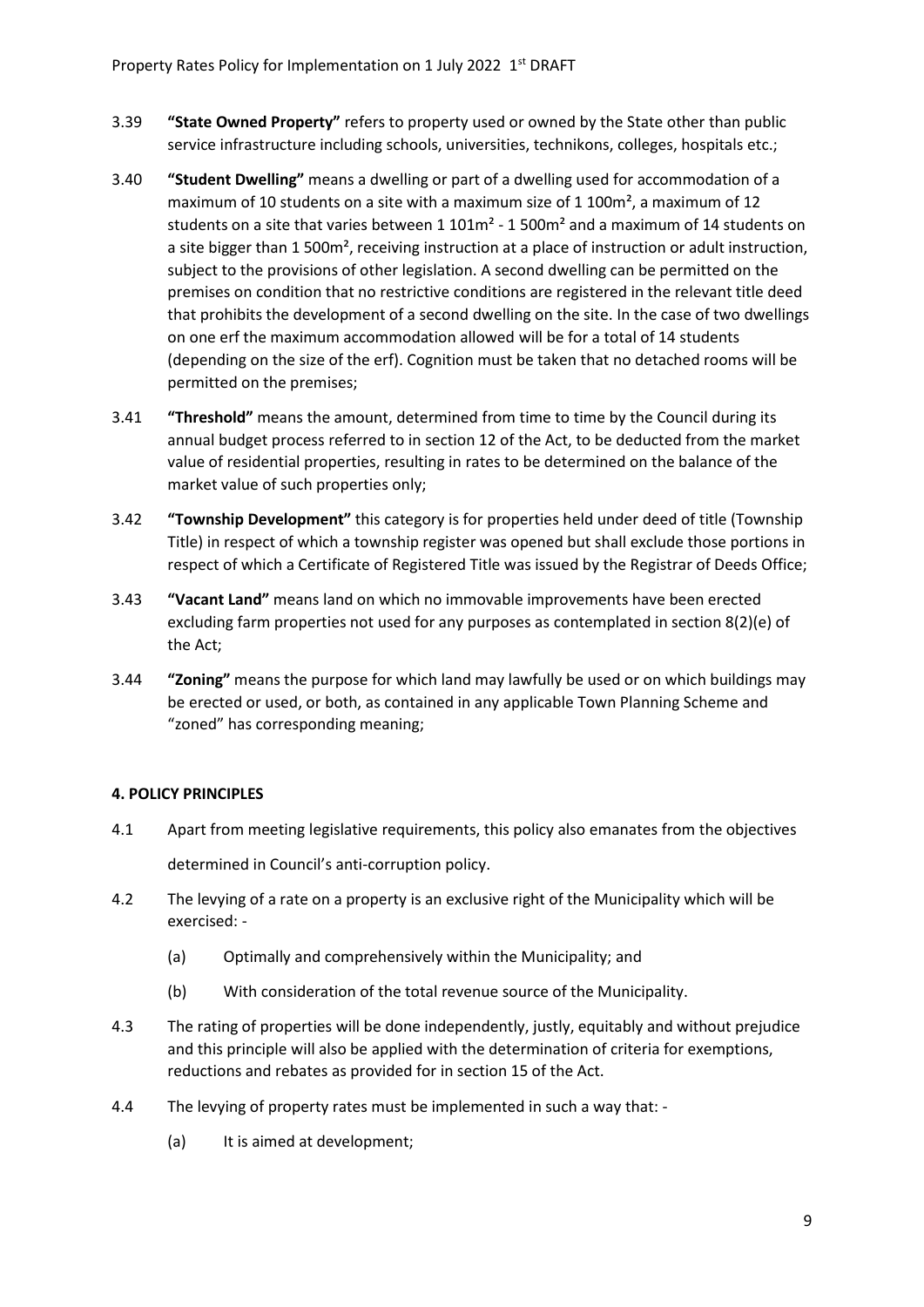3.39 **"State Owned Property"** refers to property used or owned by the State other than public service infrastructure including schools, universities, technikons, colleges, hospitals etc.;

3.40 **"Student Dwelling"** means a dwelling or part of a dwelling used for accommodation of a maximum of 10 students on a site with a maximum size of 1 100m², a maximum of 12 students on a site that varies between 1 101m² - 1 500m² and a maximum of 14 students on a site bigger than 1 500m², receiving instruction at a place of instruction or adult instruction, subject to the provisions of other legislation. A second dwelling can be permitted on the premises on condition that no restrictive conditions are registered in the relevant title deed that prohibits the development of a second dwelling on the site. In the case of two dwellings on one erf the maximum accommodation allowed will be for a total of 14 students (depending on the size of the erf). Cognition must be taken that no detached rooms will be permitted on the premises;

3.41 **"Threshold"** means the amount, determined from time to time by the Council during its annual budget process referred to in section 12 of the Act, to be deducted from the market value of residential properties, resulting in rates to be determined on the balance of the market value of such properties only;

3.42 **"Township Development"** this category is for properties held under deed of title (Township Title) in respect of which a township register was opened but shall exclude those portions in respect of which a Certificate of Registered Title was issued by the Registrar of Deeds Office;

3.43 **"Vacant Land"** means land on which no immovable improvements have been erected excluding farm properties not used for any purposes as contemplated in section 8(2)(e) of the Act;

3.44 **"Zoning"** means the purpose for which land may lawfully be used or on which buildings may be erected or used, or both, as contained in any applicable Town Planning Scheme and "zoned" has corresponding meaning;

#### 4. POLICY PRINCIPLES

4.1 Apart from meeting legislative requirements, this policy also emanates from the objectives determined in Council's anti-corruption policy.

4.2 The levying of a rate on a property is an exclusive right of the Municipality which will be exercised: -

- (a) Optimally and comprehensively within the Municipality; and
- (b) With consideration of the total revenue source of the Municipality.

4.3 The rating of properties will be done independently, justly, equitably and without prejudice and this principle will also be applied with the determination of criteria for exemptions, reductions and rebates as provided for in section 15 of the Act.

4.4 The levying of property rates must be implemented in such a way that: -

- (a) It is aimed at development;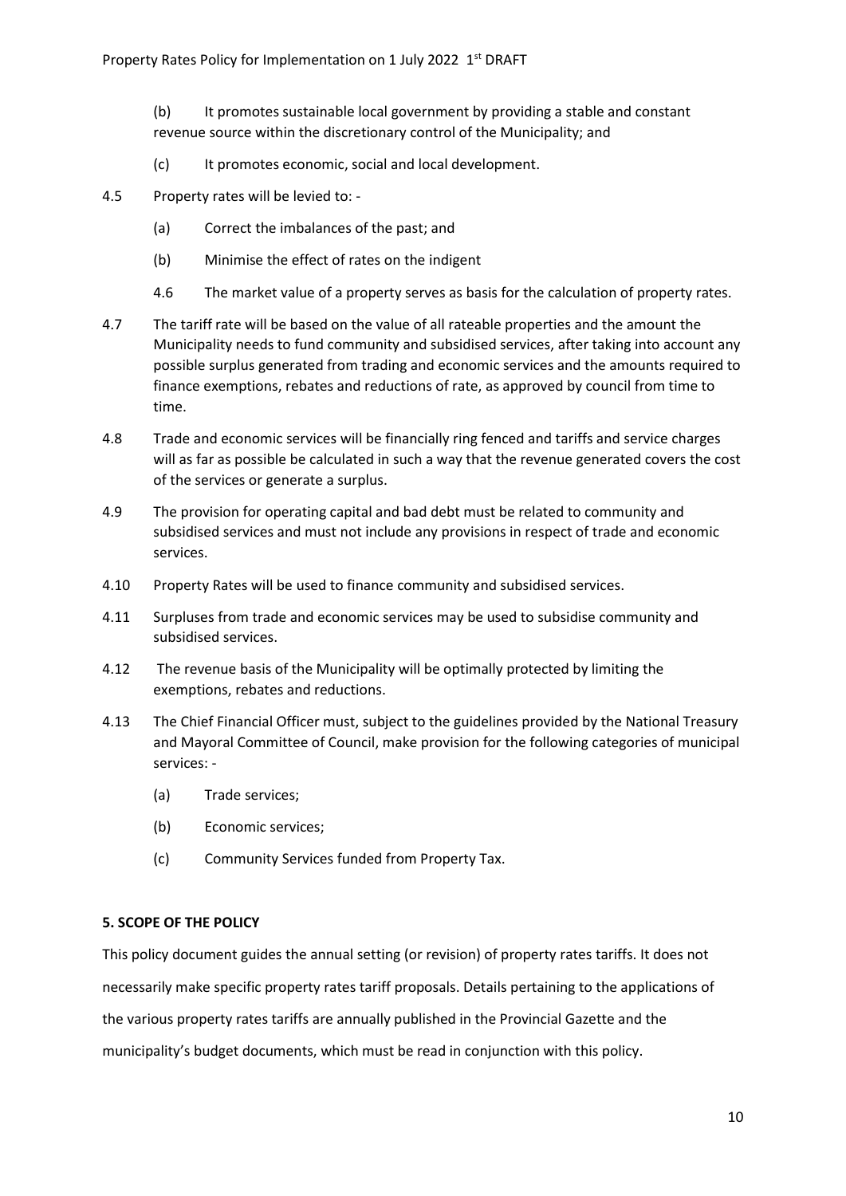(b) It promotes sustainable local government by providing a stable and constant revenue source within the discretionary control of the Municipality; and

(c) It promotes economic, social and local development.

4.5 Property rates will be levied to: -

(a) Correct the imbalances of the past; and

(b) Minimise the effect of rates on the indigent

4.6 The market value of a property serves as basis for the calculation of property rates.

4.7 The tariff rate will be based on the value of all rateable properties and the amount the Municipality needs to fund community and subsidised services, after taking into account any possible surplus generated from trading and economic services and the amounts required to finance exemptions, rebates and reductions of rate, as approved by council from time to time.

4.8 Trade and economic services will be financially ring fenced and tariffs and service charges will as far as possible be calculated in such a way that the revenue generated covers the cost of the services or generate a surplus.

4.9 The provision for operating capital and bad debt must be related to community and subsidised services and must not include any provisions in respect of trade and economic services.

4.10 Property Rates will be used to finance community and subsidised services.

4.11 Surpluses from trade and economic services may be used to subsidise community and subsidised services.

4.12 The revenue basis of the Municipality will be optimally protected by limiting the exemptions, rebates and reductions.

4.13 The Chief Financial Officer must, subject to the guidelines provided by the National Treasury and Mayoral Committee of Council, make provision for the following categories of municipal services: -

(a) Trade services;

(b) Economic services;

(c) Community Services funded from Property Tax.

**5. SCOPE OF THE POLICY**

This policy document guides the annual setting (or revision) of property rates tariffs. It does not necessarily make specific property rates tariff proposals. Details pertaining to the applications of the various property rates tariffs are annually published in the Provincial Gazette and the municipality's budget documents, which must be read in conjunction with this policy.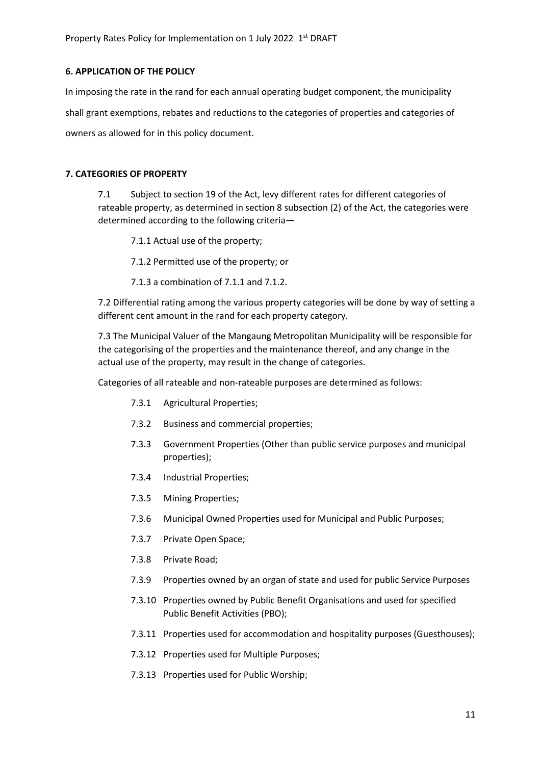## 6. APPLICATION OF THE POLICY

In imposing the rate in the rand for each annual operating budget component, the municipality shall grant exemptions, rebates and reductions to the categories of properties and categories of owners as allowed for in this policy document.

## 7. CATEGORIES OF PROPERTY

7.1 Subject to section 19 of the Act, levy different rates for different categories of rateable property, as determined in section 8 subsection (2) of the Act, the categories were determined according to the following criteria—

7.1.1 Actual use of the property;

7.1.2 Permitted use of the property; or

7.1.3 a combination of 7.1.1 and 7.1.2.

7.2 Differential rating among the various property categories will be done by way of setting a different cent amount in the rand for each property category.

7.3 The Municipal Valuer of the Mangaung Metropolitan Municipality will be responsible for the categorising of the properties and the maintenance thereof, and any change in the actual use of the property, may result in the change of categories.

Categories of all rateable and non-rateable purposes are determined as follows:

7.3.1 Agricultural Properties;

7.3.2 Business and commercial properties;

7.3.3 Government Properties (Other than public service purposes and municipal properties);

7.3.4 Industrial Properties;

7.3.5 Mining Properties;

7.3.6 Municipal Owned Properties used for Municipal and Public Purposes;

7.3.7 Private Open Space;

7.3.8 Private Road;

7.3.9 Properties owned by an organ of state and used for public Service Purposes

7.3.10 Properties owned by Public Benefit Organisations and used for specified Public Benefit Activities (PBO);

7.3.11 Properties used for accommodation and hospitality purposes (Guesthouses);

7.3.12 Properties used for Multiple Purposes;

7.3.13 Properties used for Public Worship;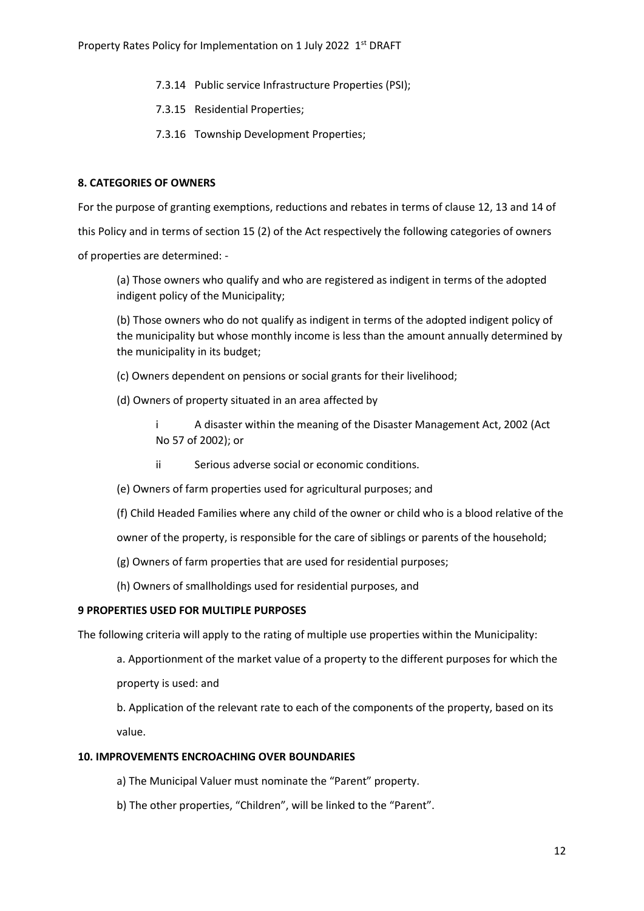7.3.14 Public service Infrastructure Properties (PSI);

7.3.15 Residential Properties;

7.3.16 Township Development Properties;

**8. CATEGORIES OF OWNERS**

For the purpose of granting exemptions, reductions and rebates in terms of clause 12, 13 and 14 of this Policy and in terms of section 15 (2) of the Act respectively the following categories of owners of properties are determined: -

(a) Those owners who qualify and who are registered as indigent in terms of the adopted indigent policy of the Municipality;

(b) Those owners who do not qualify as indigent in terms of the adopted indigent policy of the municipality but whose monthly income is less than the amount annually determined by the municipality in its budget;

(c) Owners dependent on pensions or social grants for their livelihood;

(d) Owners of property situated in an area affected by

i A disaster within the meaning of the Disaster Management Act, 2002 (Act No 57 of 2002); or

ii Serious adverse social or economic conditions.

(e) Owners of farm properties used for agricultural purposes; and

(f) Child Headed Families where any child of the owner or child who is a blood relative of the owner of the property, is responsible for the care of siblings or parents of the household;

(g) Owners of farm properties that are used for residential purposes;

(h) Owners of smallholdings used for residential purposes, and

**9 PROPERTIES USED FOR MULTIPLE PURPOSES**

The following criteria will apply to the rating of multiple use properties within the Municipality:

a. Apportionment of the market value of a property to the different purposes for which the property is used: and

b. Application of the relevant rate to each of the components of the property, based on its value.

**10. IMPROVEMENTS ENCROACHING OVER BOUNDARIES**

a) The Municipal Valuer must nominate the "Parent" property.

b) The other properties, "Children", will be linked to the "Parent".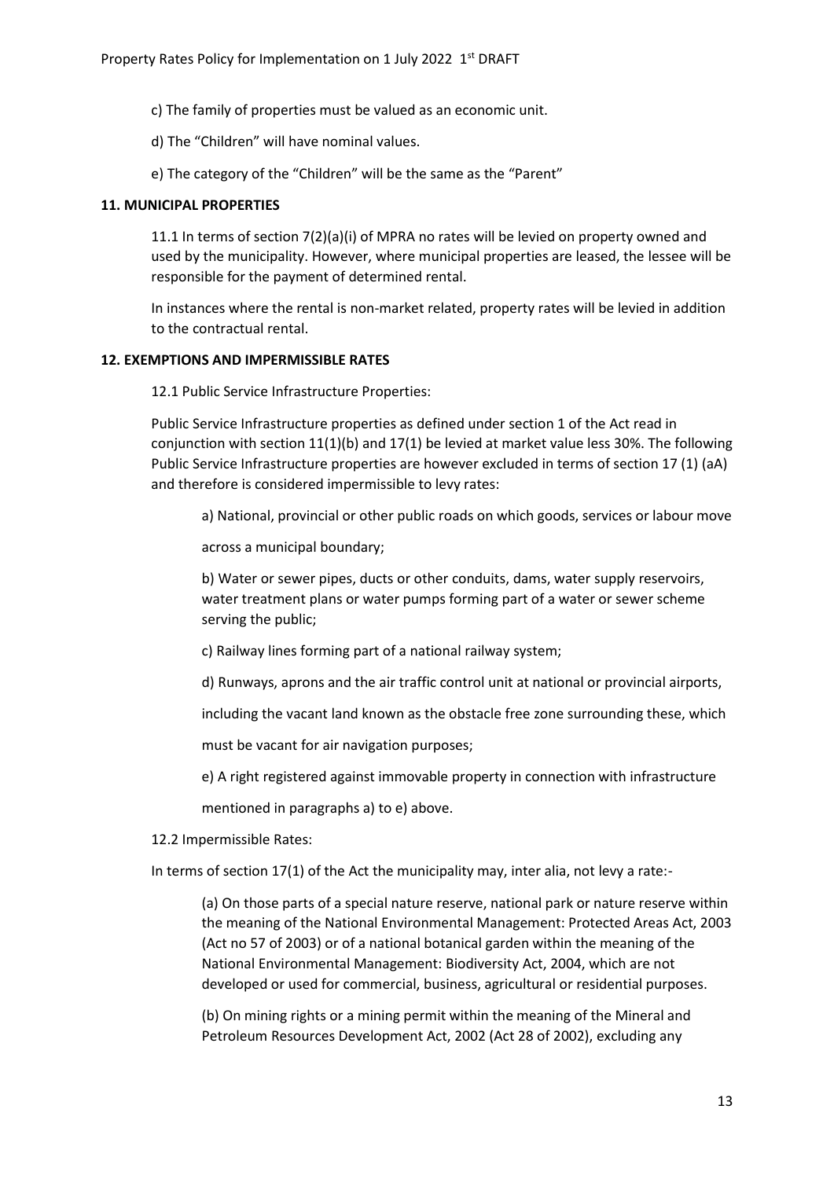c) The family of properties must be valued as an economic unit.

d) The "Children" will have nominal values.

e) The category of the "Children" will be the same as the "Parent"

## 11. MUNICIPAL PROPERTIES

11.1 In terms of section 7(2)(a)(i) of MPRA no rates will be levied on property owned and used by the municipality. However, where municipal properties are leased, the lessee will be responsible for the payment of determined rental.

In instances where the rental is non-market related, property rates will be levied in addition to the contractual rental.

## 12. EXEMPTIONS AND IMPERMISSIBLE RATES

12.1 Public Service Infrastructure Properties:

Public Service Infrastructure properties as defined under section 1 of the Act read in conjunction with section 11(1)(b) and 17(1) be levied at market value less 30%. The following Public Service Infrastructure properties are however excluded in terms of section 17 (1) (aA) and therefore is considered impermissible to levy rates:

a) National, provincial or other public roads on which goods, services or labour move across a municipal boundary;

b) Water or sewer pipes, ducts or other conduits, dams, water supply reservoirs, water treatment plans or water pumps forming part of a water or sewer scheme serving the public;

c) Railway lines forming part of a national railway system;

d) Runways, aprons and the air traffic control unit at national or provincial airports, including the vacant land known as the obstacle free zone surrounding these, which must be vacant for air navigation purposes;

e) A right registered against immovable property in connection with infrastructure mentioned in paragraphs a) to e) above.

12.2 Impermissible Rates:

In terms of section 17(1) of the Act the municipality may, inter alia, not levy a rate:-

(a) On those parts of a special nature reserve, national park or nature reserve within the meaning of the National Environmental Management: Protected Areas Act, 2003 (Act no 57 of 2003) or of a national botanical garden within the meaning of the National Environmental Management: Biodiversity Act, 2004, which are not developed or used for commercial, business, agricultural or residential purposes.

(b) On mining rights or a mining permit within the meaning of the Mineral and Petroleum Resources Development Act, 2002 (Act 28 of 2002), excluding any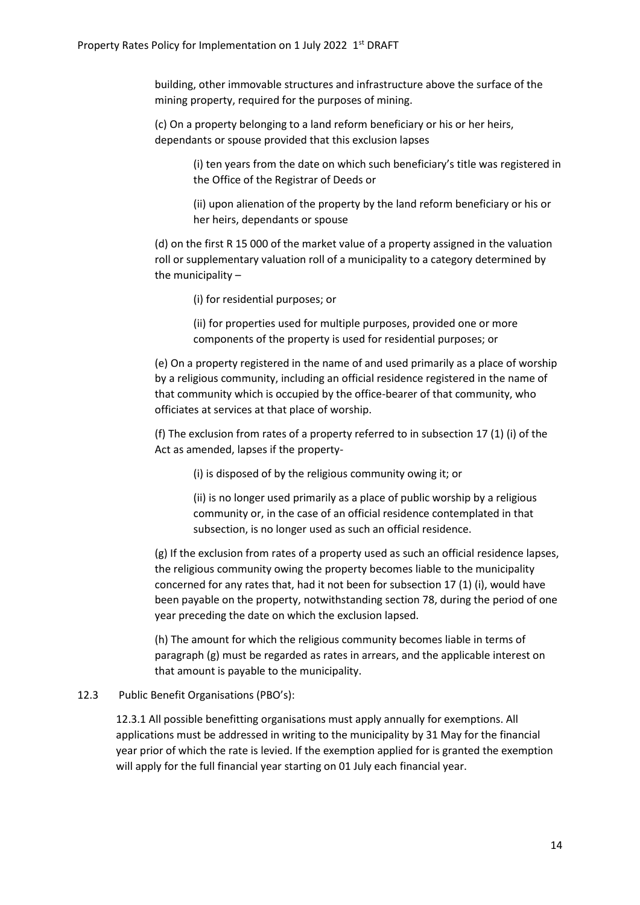building, other immovable structures and infrastructure above the surface of the mining property, required for the purposes of mining.

(c) On a property belonging to a land reform beneficiary or his or her heirs, dependants or spouse provided that this exclusion lapses

(i) ten years from the date on which such beneficiary's title was registered in the Office of the Registrar of Deeds or

(ii) upon alienation of the property by the land reform beneficiary or his or her heirs, dependants or spouse

(d) on the first R 15 000 of the market value of a property assigned in the valuation roll or supplementary valuation roll of a municipality to a category determined by the municipality –

(i) for residential purposes; or

(ii) for properties used for multiple purposes, provided one or more components of the property is used for residential purposes; or

(e) On a property registered in the name of and used primarily as a place of worship by a religious community, including an official residence registered in the name of that community which is occupied by the office-bearer of that community, who officiates at services at that place of worship.

(f) The exclusion from rates of a property referred to in subsection 17 (1) (i) of the Act as amended, lapses if the property-

(i) is disposed of by the religious community owing it; or

(ii) is no longer used primarily as a place of public worship by a religious community or, in the case of an official residence contemplated in that subsection, is no longer used as such an official residence.

(g) If the exclusion from rates of a property used as such an official residence lapses, the religious community owing the property becomes liable to the municipality concerned for any rates that, had it not been for subsection 17 (1) (i), would have been payable on the property, notwithstanding section 78, during the period of one year preceding the date on which the exclusion lapsed.

(h) The amount for which the religious community becomes liable in terms of paragraph (g) must be regarded as rates in arrears, and the applicable interest on that amount is payable to the municipality.

12.3 Public Benefit Organisations (PBO's):

12.3.1 All possible benefitting organisations must apply annually for exemptions. All applications must be addressed in writing to the municipality by 31 May for the financial year prior of which the rate is levied. If the exemption applied for is granted the exemption will apply for the full financial year starting on 01 July each financial year.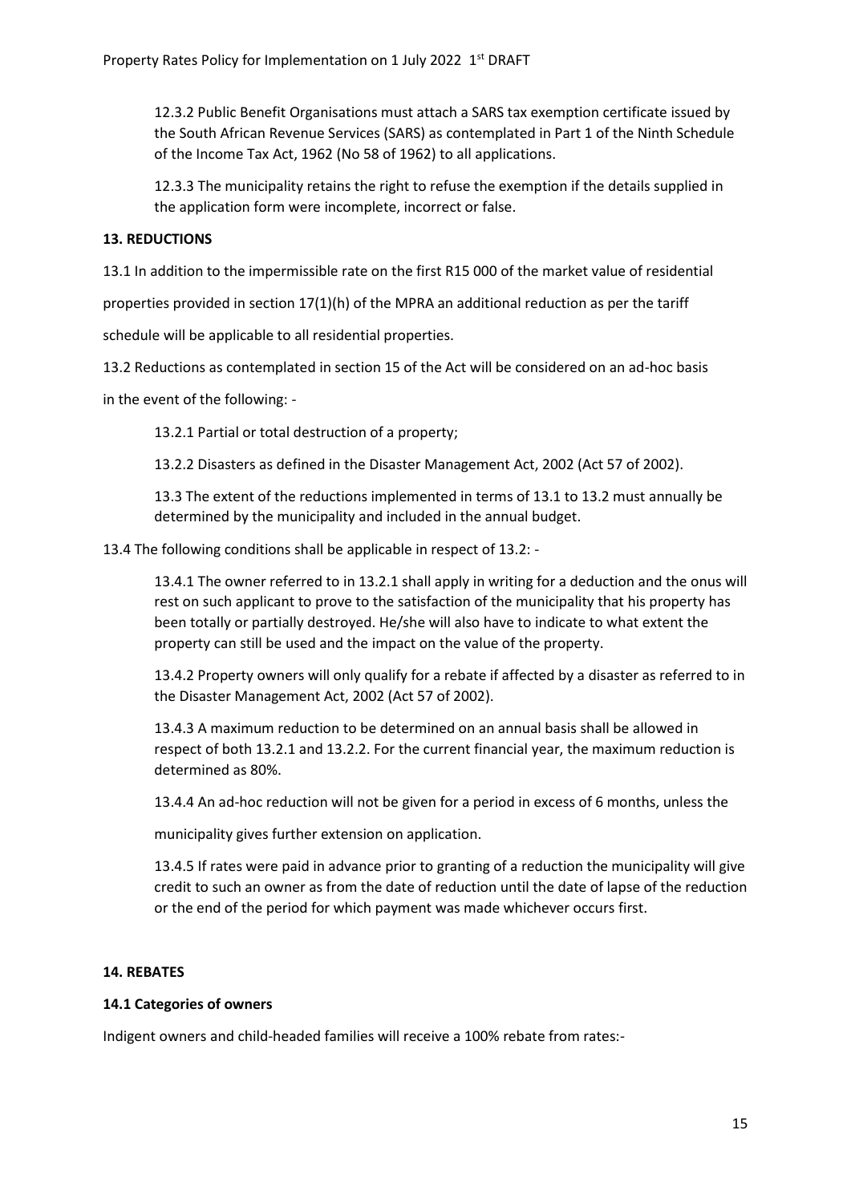12.3.2 Public Benefit Organisations must attach a SARS tax exemption certificate issued by the South African Revenue Services (SARS) as contemplated in Part 1 of the Ninth Schedule of the Income Tax Act, 1962 (No 58 of 1962) to all applications.

12.3.3 The municipality retains the right to refuse the exemption if the details supplied in the application form were incomplete, incorrect or false.

**13. REDUCTIONS**

13.1 In addition to the impermissible rate on the first R15 000 of the market value of residential properties provided in section 17(1)(h) of the MPRA an additional reduction as per the tariff schedule will be applicable to all residential properties.

13.2 Reductions as contemplated in section 15 of the Act will be considered on an ad-hoc basis in the event of the following: -

13.2.1 Partial or total destruction of a property;

13.2.2 Disasters as defined in the Disaster Management Act, 2002 (Act 57 of 2002).

13.3 The extent of the reductions implemented in terms of 13.1 to 13.2 must annually be determined by the municipality and included in the annual budget.

13.4 The following conditions shall be applicable in respect of 13.2: -

13.4.1 The owner referred to in 13.2.1 shall apply in writing for a deduction and the onus will rest on such applicant to prove to the satisfaction of the municipality that his property has been totally or partially destroyed. He/she will also have to indicate to what extent the property can still be used and the impact on the value of the property.

13.4.2 Property owners will only qualify for a rebate if affected by a disaster as referred to in the Disaster Management Act, 2002 (Act 57 of 2002).

13.4.3 A maximum reduction to be determined on an annual basis shall be allowed in respect of both 13.2.1 and 13.2.2. For the current financial year, the maximum reduction is determined as 80%.

13.4.4 An ad-hoc reduction will not be given for a period in excess of 6 months, unless the municipality gives further extension on application.

13.4.5 If rates were paid in advance prior to granting of a reduction the municipality will give credit to such an owner as from the date of reduction until the date of lapse of the reduction or the end of the period for which payment was made whichever occurs first.

**14. REBATES**

**14.1 Categories of owners**

Indigent owners and child-headed families will receive a 100% rebate from rates:-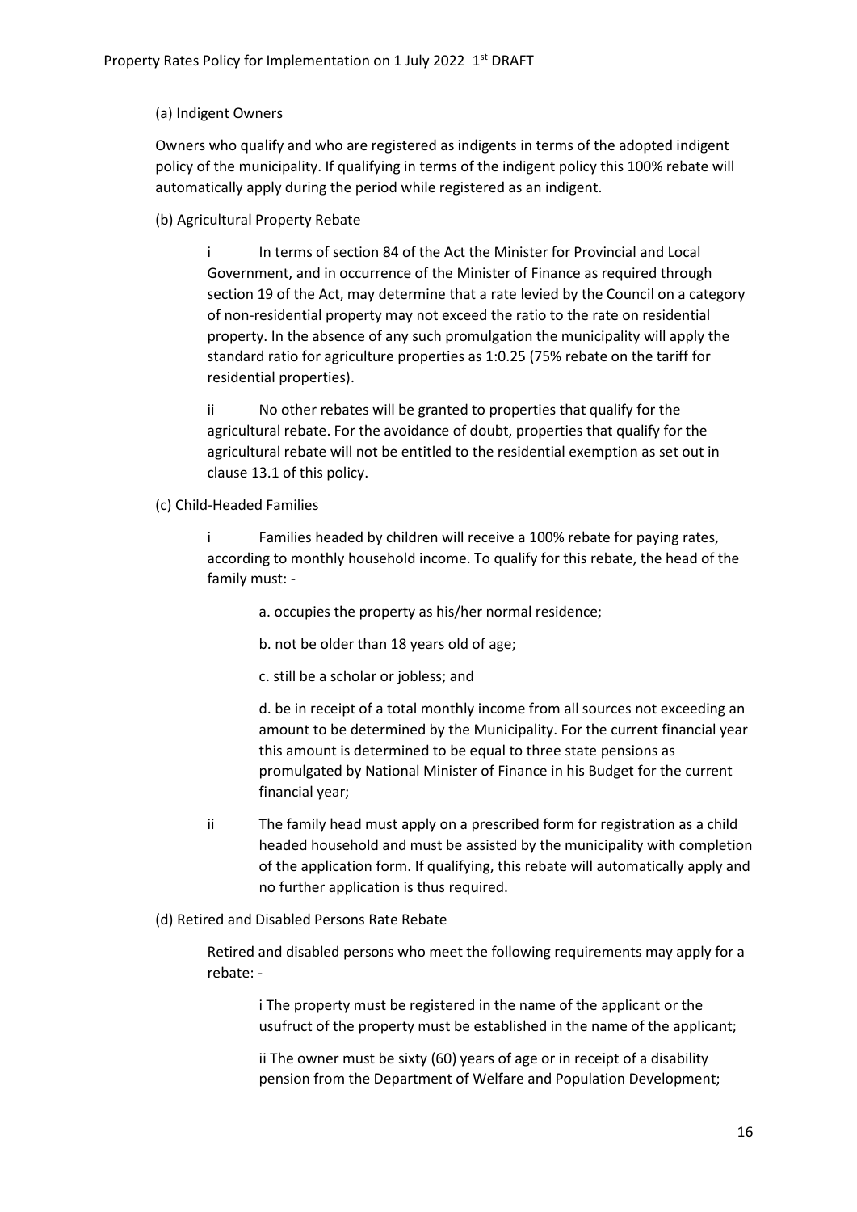(a) Indigent Owners

Owners who qualify and who are registered as indigents in terms of the adopted indigent policy of the municipality. If qualifying in terms of the indigent policy this 100% rebate will automatically apply during the period while registered as an indigent.

(b) Agricultural Property Rebate

> i In terms of section 84 of the Act the Minister for Provincial and Local Government, and in occurrence of the Minister of Finance as required through section 19 of the Act, may determine that a rate levied by the Council on a category of non-residential property may not exceed the ratio to the rate on residential property. In the absence of any such promulgation the municipality will apply the standard ratio for agriculture properties as 1:0.25 (75% rebate on the tariff for residential properties).
>
> ii No other rebates will be granted to properties that qualify for the agricultural rebate. For the avoidance of doubt, properties that qualify for the agricultural rebate will not be entitled to the residential exemption as set out in clause 13.1 of this policy.

(c) Child-Headed Families

> i Families headed by children will receive a 100% rebate for paying rates, according to monthly household income. To qualify for this rebate, the head of the family must: -
>
> > a. occupies the property as his/her normal residence;
> >
> > b. not be older than 18 years old of age;
> >
> > c. still be a scholar or jobless; and
> >
> > d. be in receipt of a total monthly income from all sources not exceeding an amount to be determined by the Municipality. For the current financial year this amount is determined to be equal to three state pensions as promulgated by National Minister of Finance in his Budget for the current financial year;
>
> ii The family head must apply on a prescribed form for registration as a child headed household and must be assisted by the municipality with completion of the application form. If qualifying, this rebate will automatically apply and no further application is thus required.

(d) Retired and Disabled Persons Rate Rebate

> Retired and disabled persons who meet the following requirements may apply for a rebate: -
>
> > i The property must be registered in the name of the applicant or the usufruct of the property must be established in the name of the applicant;
> >
> > ii The owner must be sixty (60) years of age or in receipt of a disability pension from the Department of Welfare and Population Development;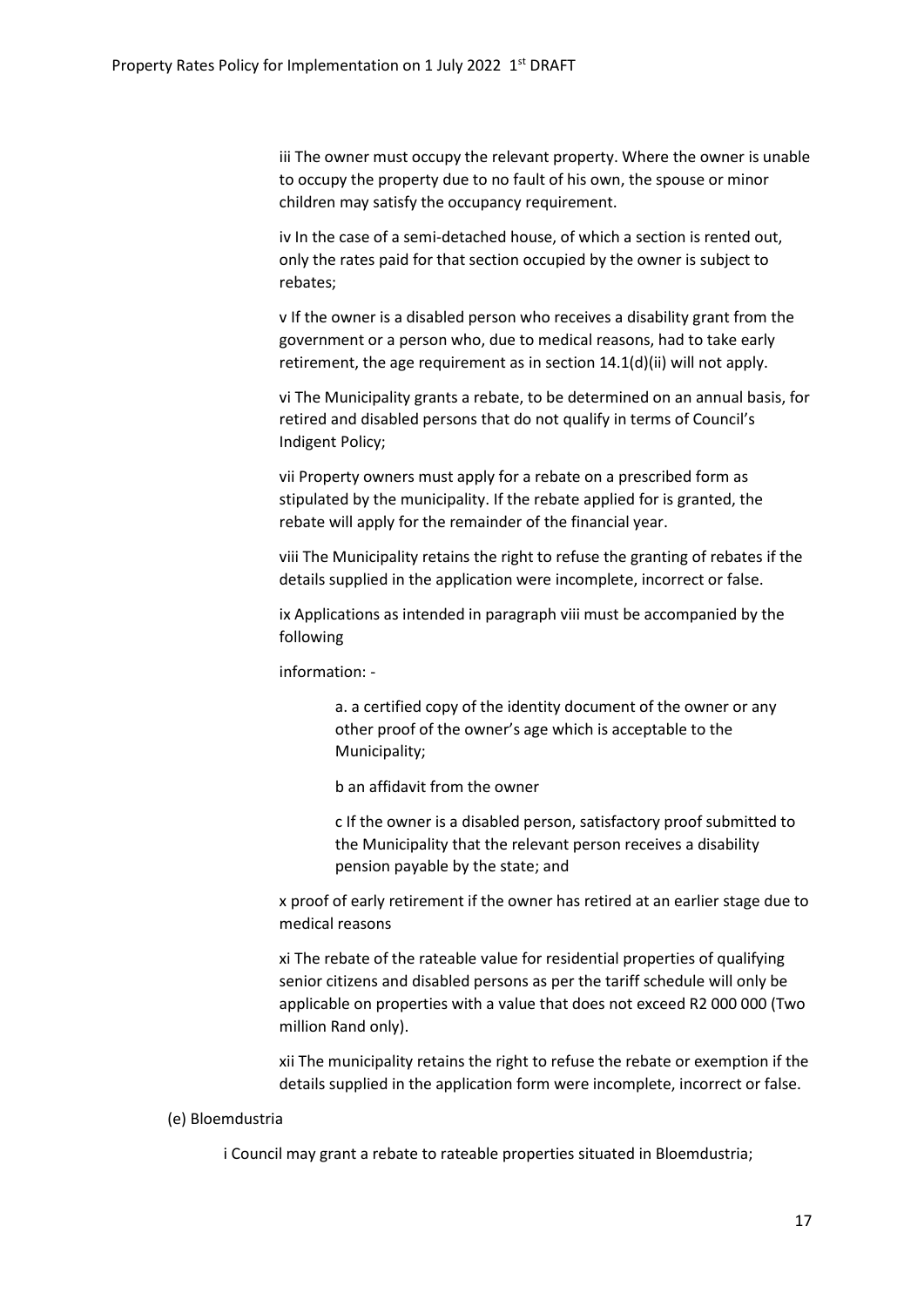iii The owner must occupy the relevant property. Where the owner is unable to occupy the property due to no fault of his own, the spouse or minor children may satisfy the occupancy requirement.

iv In the case of a semi-detached house, of which a section is rented out, only the rates paid for that section occupied by the owner is subject to rebates;

v If the owner is a disabled person who receives a disability grant from the government or a person who, due to medical reasons, had to take early retirement, the age requirement as in section 14.1(d)(ii) will not apply.

vi The Municipality grants a rebate, to be determined on an annual basis, for retired and disabled persons that do not qualify in terms of Council's Indigent Policy;

vii Property owners must apply for a rebate on a prescribed form as stipulated by the municipality. If the rebate applied for is granted, the rebate will apply for the remainder of the financial year.

viii The Municipality retains the right to refuse the granting of rebates if the details supplied in the application were incomplete, incorrect or false.

ix Applications as intended in paragraph viii must be accompanied by the following

information: -

a. a certified copy of the identity document of the owner or any other proof of the owner's age which is acceptable to the Municipality;

b an affidavit from the owner

c If the owner is a disabled person, satisfactory proof submitted to the Municipality that the relevant person receives a disability pension payable by the state; and

x proof of early retirement if the owner has retired at an earlier stage due to medical reasons

xi The rebate of the rateable value for residential properties of qualifying senior citizens and disabled persons as per the tariff schedule will only be applicable on properties with a value that does not exceed R2 000 000 (Two million Rand only).

xii The municipality retains the right to refuse the rebate or exemption if the details supplied in the application form were incomplete, incorrect or false.

(e) Bloemdustria

i Council may grant a rebate to rateable properties situated in Bloemdustria;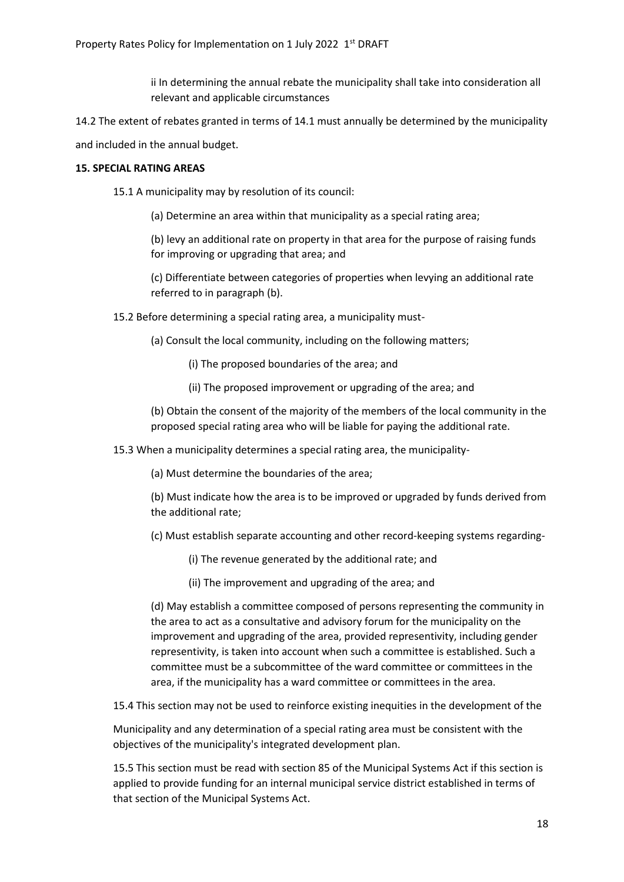ii In determining the annual rebate the municipality shall take into consideration all relevant and applicable circumstances

14.2 The extent of rebates granted in terms of 14.1 must annually be determined by the municipality and included in the annual budget.

**15. SPECIAL RATING AREAS**

15.1 A municipality may by resolution of its council:

(a) Determine an area within that municipality as a special rating area;

(b) levy an additional rate on property in that area for the purpose of raising funds for improving or upgrading that area; and

(c) Differentiate between categories of properties when levying an additional rate referred to in paragraph (b).

15.2 Before determining a special rating area, a municipality must-

(a) Consult the local community, including on the following matters;

(i) The proposed boundaries of the area; and

(ii) The proposed improvement or upgrading of the area; and

(b) Obtain the consent of the majority of the members of the local community in the proposed special rating area who will be liable for paying the additional rate.

15.3 When a municipality determines a special rating area, the municipality-

(a) Must determine the boundaries of the area;

(b) Must indicate how the area is to be improved or upgraded by funds derived from the additional rate;

(c) Must establish separate accounting and other record-keeping systems regarding-

(i) The revenue generated by the additional rate; and

(ii) The improvement and upgrading of the area; and

(d) May establish a committee composed of persons representing the community in the area to act as a consultative and advisory forum for the municipality on the improvement and upgrading of the area, provided representivity, including gender representivity, is taken into account when such a committee is established. Such a committee must be a subcommittee of the ward committee or committees in the area, if the municipality has a ward committee or committees in the area.

15.4 This section may not be used to reinforce existing inequities in the development of the Municipality and any determination of a special rating area must be consistent with the objectives of the municipality's integrated development plan.

15.5 This section must be read with section 85 of the Municipal Systems Act if this section is applied to provide funding for an internal municipal service district established in terms of that section of the Municipal Systems Act.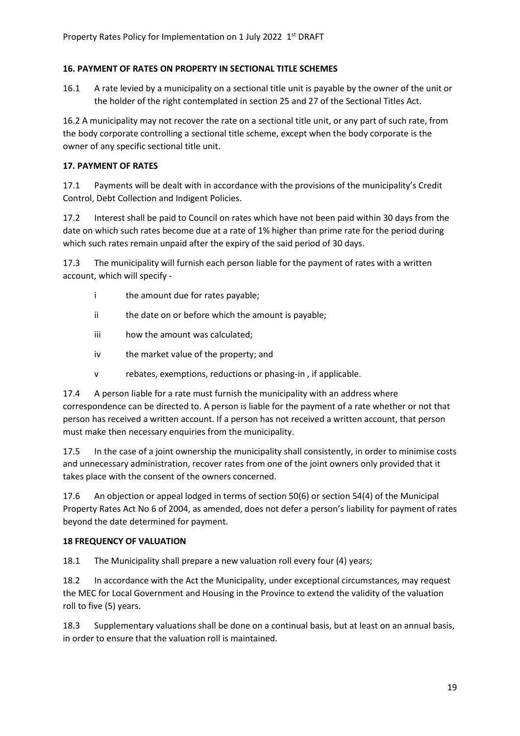### 16. PAYMENT OF RATES ON PROPERTY IN SECTIONAL TITLE SCHEMES

16.1 A rate levied by a municipality on a sectional title unit is payable by the owner of the unit or the holder of the right contemplated in section 25 and 27 of the Sectional Titles Act.

16.2 A municipality may not recover the rate on a sectional title unit, or any part of such rate, from the body corporate controlling a sectional title scheme, except when the body corporate is the owner of any specific sectional title unit.

### 17. PAYMENT OF RATES

17.1 Payments will be dealt with in accordance with the provisions of the municipality's Credit Control, Debt Collection and Indigent Policies.

17.2 Interest shall be paid to Council on rates which have not been paid within 30 days from the date on which such rates become due at a rate of 1% higher than prime rate for the period during which such rates remain unpaid after the expiry of the said period of 30 days.

17.3 The municipality will furnish each person liable for the payment of rates with a written account, which will specify -

- i the amount due for rates payable;
- ii the date on or before which the amount is payable;
- iii how the amount was calculated;
- iv the market value of the property; and
- v rebates, exemptions, reductions or phasing-in , if applicable.

17.4 A person liable for a rate must furnish the municipality with an address where correspondence can be directed to. A person is liable for the payment of a rate whether or not that person has received a written account. If a person has not received a written account, that person must make then necessary enquiries from the municipality.

17.5 In the case of a joint ownership the municipality shall consistently, in order to minimise costs and unnecessary administration, recover rates from one of the joint owners only provided that it takes place with the consent of the owners concerned.

17.6 An objection or appeal lodged in terms of section 50(6) or section 54(4) of the Municipal Property Rates Act No 6 of 2004, as amended, does not defer a person's liability for payment of rates beyond the date determined for payment.

### 18 FREQUENCY OF VALUATION

18.1 The Municipality shall prepare a new valuation roll every four (4) years;

18.2 In accordance with the Act the Municipality, under exceptional circumstances, may request the MEC for Local Government and Housing in the Province to extend the validity of the valuation roll to five (5) years.

18.3 Supplementary valuations shall be done on a continual basis, but at least on an annual basis, in order to ensure that the valuation roll is maintained.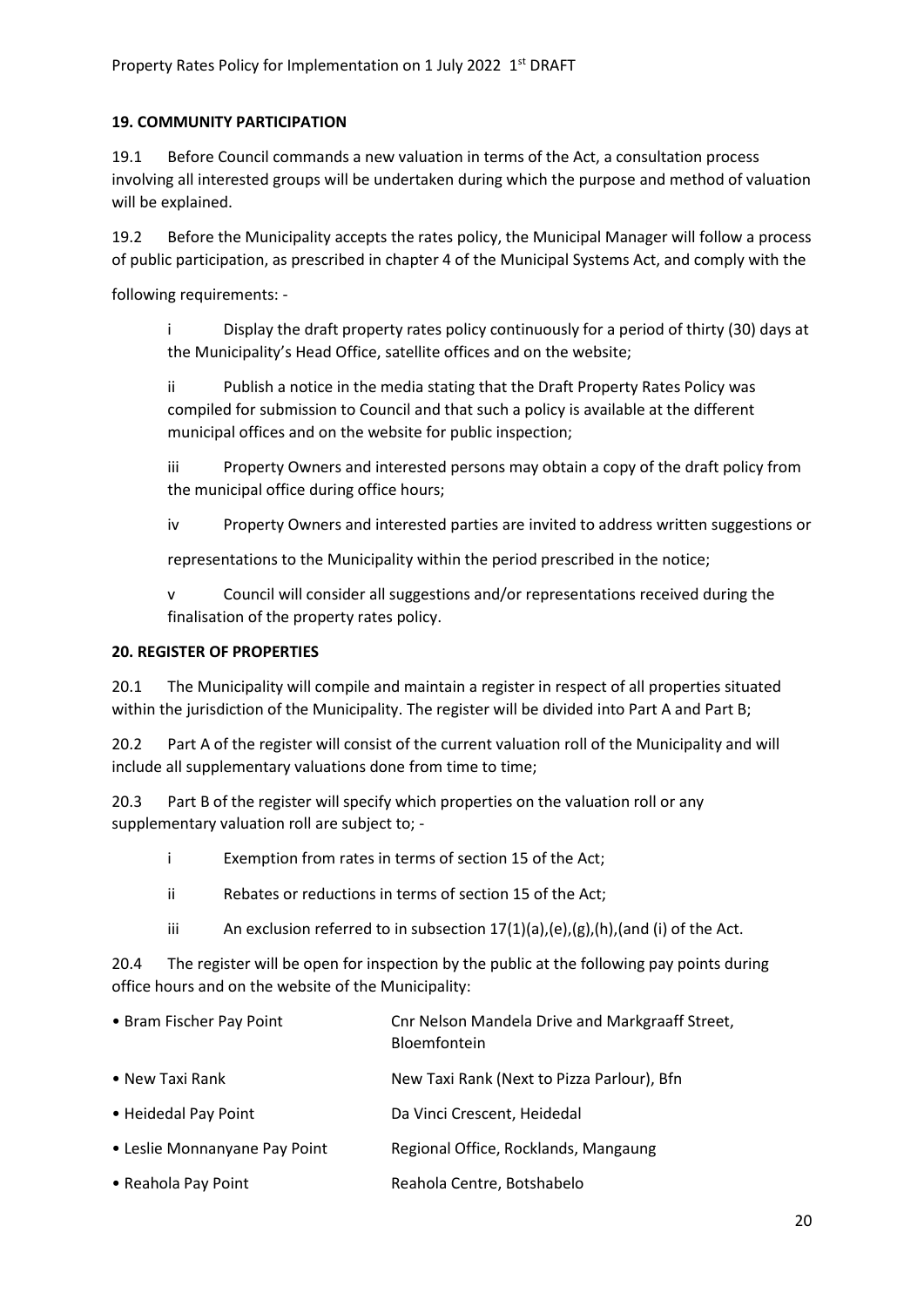## 19. COMMUNITY PARTICIPATION

19.1 Before Council commands a new valuation in terms of the Act, a consultation process involving all interested groups will be undertaken during which the purpose and method of valuation will be explained.

19.2 Before the Municipality accepts the rates policy, the Municipal Manager will follow a process of public participation, as prescribed in chapter 4 of the Municipal Systems Act, and comply with the following requirements: -

i Display the draft property rates policy continuously for a period of thirty (30) days at the Municipality's Head Office, satellite offices and on the website;

ii Publish a notice in the media stating that the Draft Property Rates Policy was compiled for submission to Council and that such a policy is available at the different municipal offices and on the website for public inspection;

iii Property Owners and interested persons may obtain a copy of the draft policy from the municipal office during office hours;

iv Property Owners and interested parties are invited to address written suggestions or representations to the Municipality within the period prescribed in the notice;

v Council will consider all suggestions and/or representations received during the finalisation of the property rates policy.

## 20. REGISTER OF PROPERTIES

20.1 The Municipality will compile and maintain a register in respect of all properties situated within the jurisdiction of the Municipality. The register will be divided into Part A and Part B;

20.2 Part A of the register will consist of the current valuation roll of the Municipality and will include all supplementary valuations done from time to time;

20.3 Part B of the register will specify which properties on the valuation roll or any supplementary valuation roll are subject to; -

i Exemption from rates in terms of section 15 of the Act;

ii Rebates or reductions in terms of section 15 of the Act;

iii An exclusion referred to in subsection 17(1)(a),(e),(g),(h),(and (i) of the Act.

20.4 The register will be open for inspection by the public at the following pay points during office hours and on the website of the Municipality:

- Bram Fischer Pay Point — Cnr Nelson Mandela Drive and Markgraaff Street, Bloemfontein
- New Taxi Rank — New Taxi Rank (Next to Pizza Parlour), Bfn
- Heidedal Pay Point — Da Vinci Crescent, Heidedal
- Leslie Monnanyane Pay Point — Regional Office, Rocklands, Mangaung
- Reahola Pay Point — Reahola Centre, Botshabelo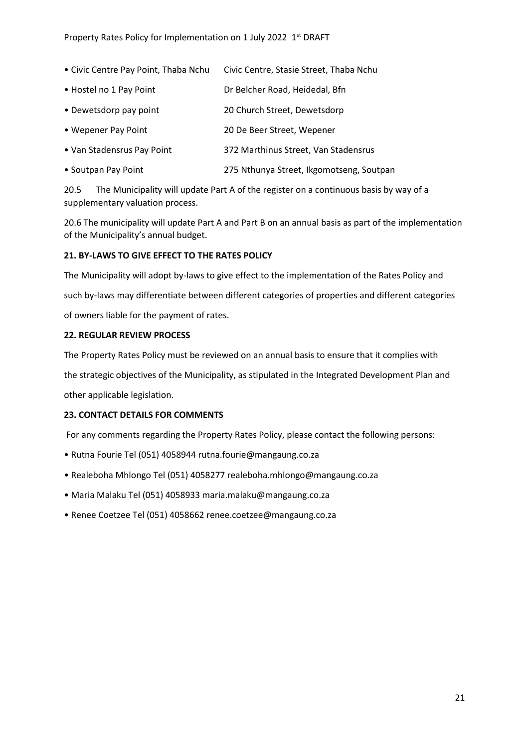| | |
|---|---|
| • Civic Centre Pay Point, Thaba Nchu | Civic Centre, Stasie Street, Thaba Nchu |
| • Hostel no 1 Pay Point | Dr Belcher Road, Heidedal, Bfn |
| • Dewetsdorp pay point | 20 Church Street, Dewetsdorp |
| • Wepener Pay Point | 20 De Beer Street, Wepener |
| • Van Stadensrus Pay Point | 372 Marthinus Street, Van Stadensrus |
| • Soutpan Pay Point | 275 Nthunya Street, Ikgomotseng, Soutpan |

20.5 The Municipality will update Part A of the register on a continuous basis by way of a supplementary valuation process.

20.6 The municipality will update Part A and Part B on an annual basis as part of the implementation of the Municipality's annual budget.

**21. BY-LAWS TO GIVE EFFECT TO THE RATES POLICY**

The Municipality will adopt by-laws to give effect to the implementation of the Rates Policy and such by-laws may differentiate between different categories of properties and different categories of owners liable for the payment of rates.

**22. REGULAR REVIEW PROCESS**

The Property Rates Policy must be reviewed on an annual basis to ensure that it complies with the strategic objectives of the Municipality, as stipulated in the Integrated Development Plan and other applicable legislation.

**23. CONTACT DETAILS FOR COMMENTS**

For any comments regarding the Property Rates Policy, please contact the following persons:

- Rutna Fourie Tel (051) 4058944 rutna.fourie@mangaung.co.za
- Realeboha Mhlongo Tel (051) 4058277 realeboha.mhlongo@mangaung.co.za
- Maria Malaku Tel (051) 4058933 maria.malaku@mangaung.co.za
- Renee Coetzee Tel (051) 4058662 renee.coetzee@mangaung.co.za